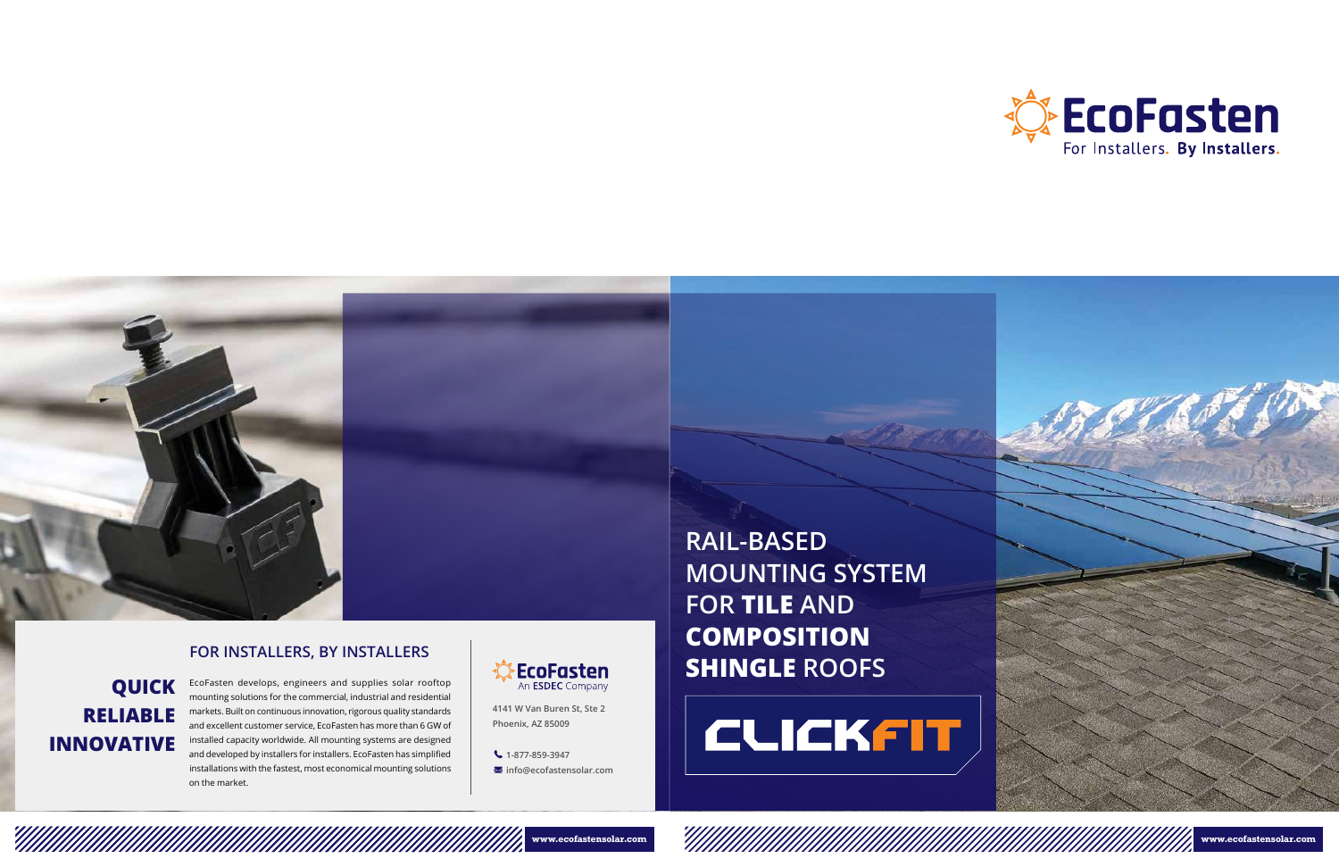EcoFasten
For Installers. By Installers.

## FOR INSTALLERS, BY INSTALLERS

**QUICK**
**RELIABLE**
**INNOVATIVE**

EcoFasten develops, engineers and supplies solar rooftop mounting solutions for the commercial, industrial and residential markets. Built on continuous innovation, rigorous quality standards and excellent customer service, EcoFasten has more than 6 GW of installed capacity worldwide. All mounting systems are designed and developed by installers for installers. EcoFasten has simplified installations with the fastest, most economical mounting solutions on the market.

EcoFasten
An **ESDEC** Company

4141 W Van Buren St, Ste 2
Phoenix, AZ 85009

1-877-859-3947
info@ecofastensolar.com

www.ecofastensolar.com

# RAIL-BASED MOUNTING SYSTEM FOR **TILE** AND **COMPOSITION SHINGLE** ROOFS

# CLICKFIT

www.ecofastensolar.com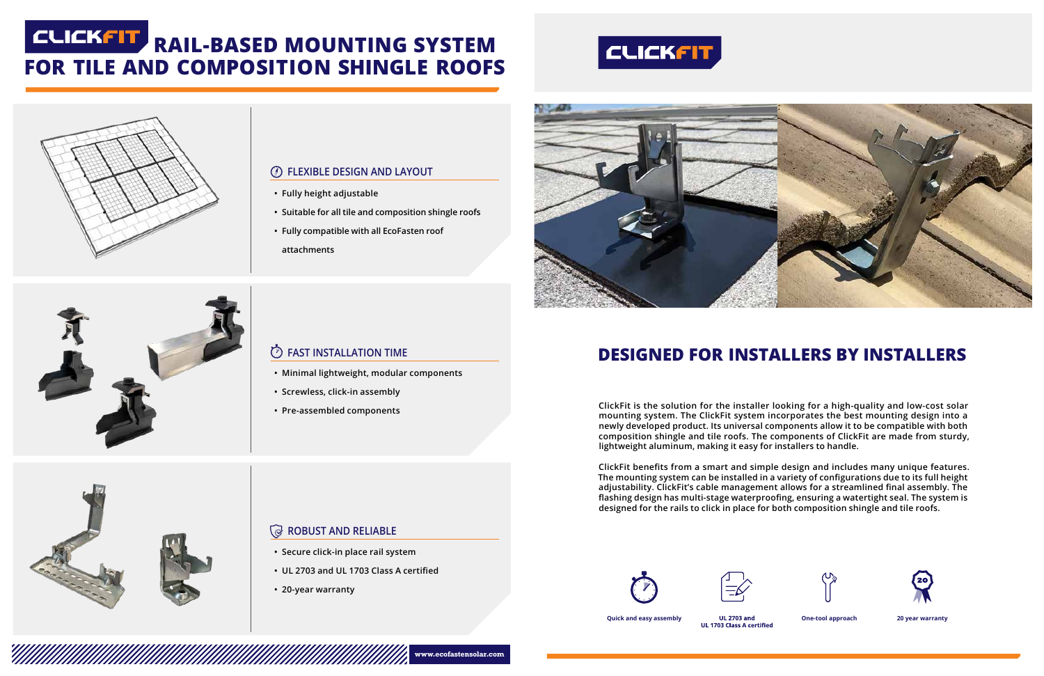# CLICKFIT RAIL-BASED MOUNTING SYSTEM FOR TILE AND COMPOSITION SHINGLE ROOFS

### FLEXIBLE DESIGN AND LAYOUT

- Fully height adjustable
- Suitable for all tile and composition shingle roofs
- Fully compatible with all EcoFasten roof attachments

### FAST INSTALLATION TIME

- Minimal lightweight, modular components
- Screwless, click-in assembly
- Pre-assembled components

### ROBUST AND RELIABLE

- Secure click-in place rail system
- UL 2703 and UL 1703 Class A certified
- 20-year warranty

www.ecofastensolar.com

CLICKFIT

## DESIGNED FOR INSTALLERS BY INSTALLERS

ClickFit is the solution for the installer looking for a high-quality and low-cost solar mounting system. The ClickFit system incorporates the best mounting design into a newly developed product. Its universal components allow it to be compatible with both composition shingle and tile roofs. The components of ClickFit are made from sturdy, lightweight aluminum, making it easy for installers to handle.

ClickFit benefits from a smart and simple design and includes many unique features. The mounting system can be installed in a variety of configurations due to its full height adjustability. ClickFit's cable management allows for a streamlined final assembly. The flashing design has multi-stage waterproofing, ensuring a watertight seal. The system is designed for the rails to click in place for both composition shingle and tile roofs.

Quick and easy assembly

UL 2703 and UL 1703 Class A certified

One-tool approach

20 year warranty